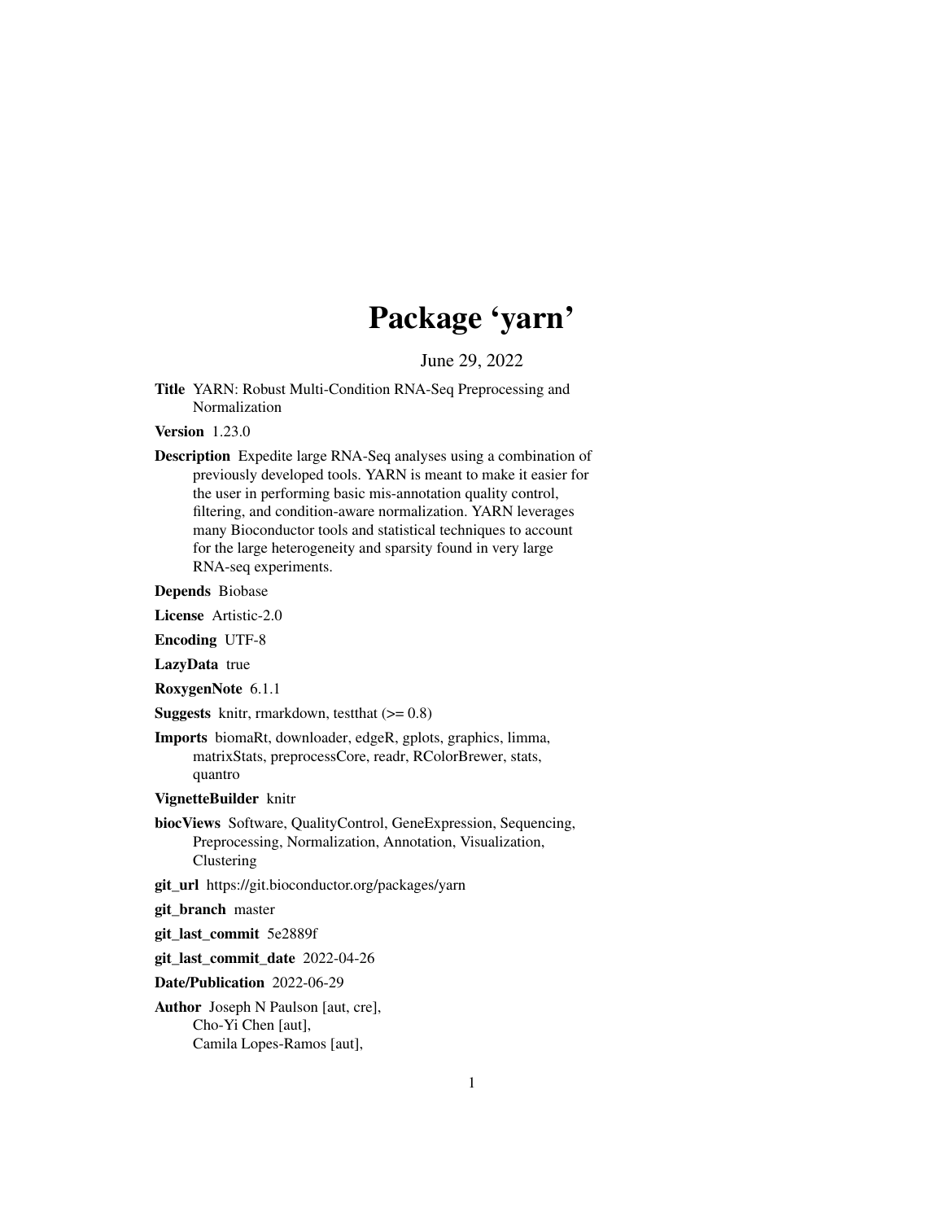# Package 'yarn'

June 29, 2022

**Title** YARN: Robust Multi-Condition RNA-Seq Preprocessing and Normalization

**Version** 1.23.0

**Description** Expedite large RNA-Seq analyses using a combination of previously developed tools. YARN is meant to make it easier for the user in performing basic mis-annotation quality control, filtering, and condition-aware normalization. YARN leverages many Bioconductor tools and statistical techniques to account for the large heterogeneity and sparsity found in very large RNA-seq experiments.

**Depends** Biobase

**License** Artistic-2.0

**Encoding** UTF-8

**LazyData** true

**RoxygenNote** 6.1.1

**Suggests** knitr, rmarkdown, testthat (>= 0.8)

**Imports** biomaRt, downloader, edgeR, gplots, graphics, limma, matrixStats, preprocessCore, readr, RColorBrewer, stats, quantro

**VignetteBuilder** knitr

**biocViews** Software, QualityControl, GeneExpression, Sequencing, Preprocessing, Normalization, Annotation, Visualization, Clustering

**git_url** https://git.bioconductor.org/packages/yarn

**git_branch** master

**git_last_commit** 5e2889f

**git_last_commit_date** 2022-04-26

**Date/Publication** 2022-06-29

**Author** Joseph N Paulson [aut, cre],
Cho-Yi Chen [aut],
Camila Lopes-Ramos [aut],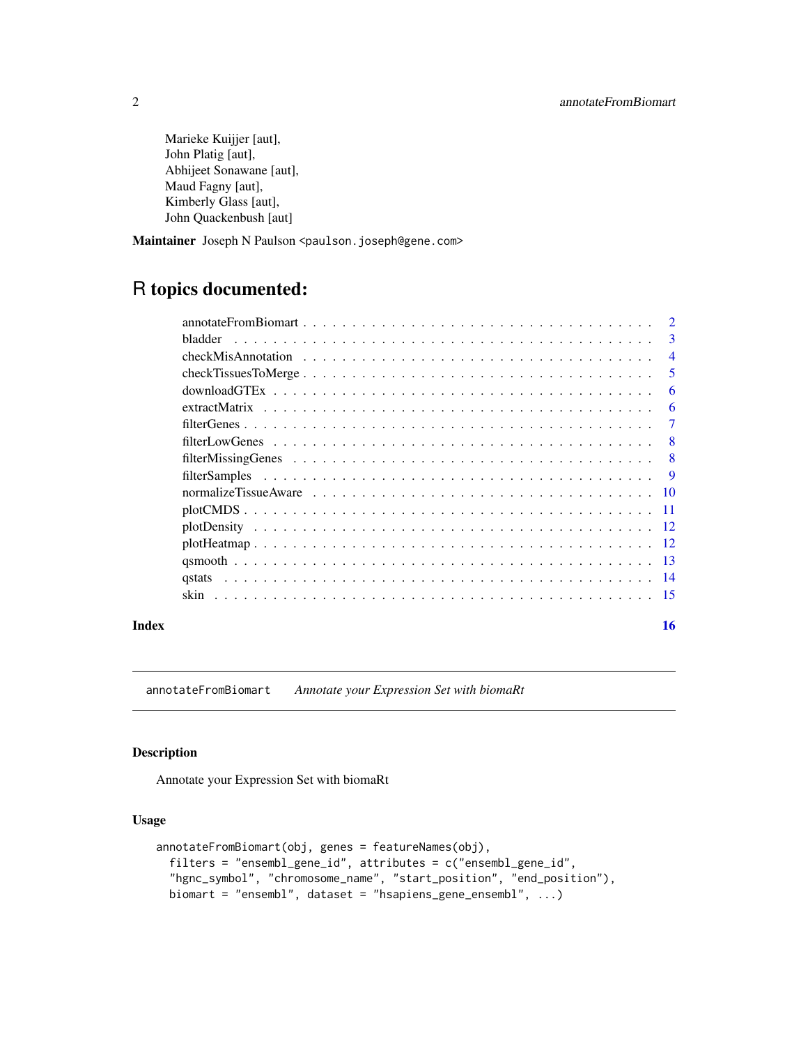Marieke Kuijjer [aut],
John Platig [aut],
Abhijeet Sonawane [aut],
Maud Fagny [aut],
Kimberly Glass [aut],
John Quackenbush [aut]

**Maintainer** Joseph N Paulson <paulson.joseph@gene.com>

# R topics documented:

| | |
|---|---|
| annotateFromBiomart | 2 |
| bladder | 3 |
| checkMisAnnotation | 4 |
| checkTissuesToMerge | 5 |
| downloadGTEx | 6 |
| extractMatrix | 6 |
| filterGenes | 7 |
| filterLowGenes | 8 |
| filterMissingGenes | 8 |
| filterSamples | 9 |
| normalizeTissueAware | 10 |
| plotCMDS | 11 |
| plotDensity | 12 |
| plotHeatmap | 12 |
| qsmooth | 13 |
| qstats | 14 |
| skin | 15 |

**Index** 16

---

`annotateFromBiomart` *Annotate your Expression Set with biomaRt*

---

### Description

Annotate your Expression Set with biomaRt

### Usage

```
annotateFromBiomart(obj, genes = featureNames(obj),
  filters = "ensembl_gene_id", attributes = c("ensembl_gene_id",
  "hgnc_symbol", "chromosome_name", "start_position", "end_position"),
  biomart = "ensembl", dataset = "hsapiens_gene_ensembl", ...)
```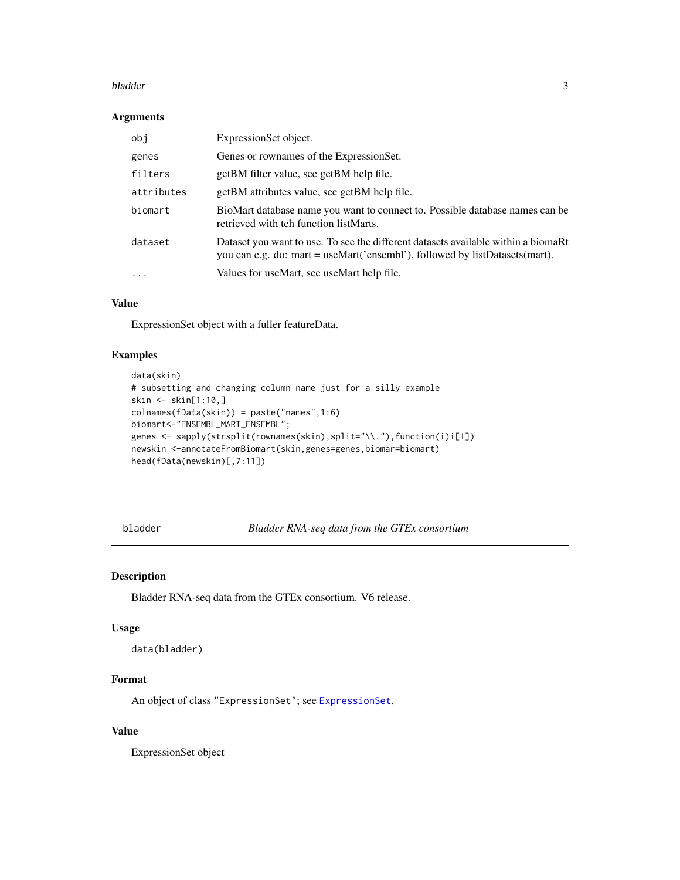### Arguments

| | |
|---|---|
| `obj` | ExpressionSet object. |
| `genes` | Genes or rownames of the ExpressionSet. |
| `filters` | getBM filter value, see getBM help file. |
| `attributes` | getBM attributes value, see getBM help file. |
| `biomart` | BioMart database name you want to connect to. Possible database names can be retrieved with teh function listMarts. |
| `dataset` | Dataset you want to use. To see the different datasets available within a biomaRt you can e.g. do: mart = useMart('ensembl'), followed by listDatasets(mart). |
| `...` | Values for useMart, see useMart help file. |

### Value

ExpressionSet object with a fuller featureData.

### Examples

```
data(skin)
# subsetting and changing column name just for a silly example
skin <- skin[1:10,]
colnames(fData(skin)) = paste("names",1:6)
biomart<-"ENSEMBL_MART_ENSEMBL";
genes <- sapply(strsplit(rownames(skin),split="\\."),function(i)i[1])
newskin <-annotateFromBiomart(skin,genes=genes,biomar=biomart)
head(fData(newskin)[,7:11])
```

---

## bladder — *Bladder RNA-seq data from the GTEx consortium*

### Description

Bladder RNA-seq data from the GTEx consortium. V6 release.

### Usage

```
data(bladder)
```

### Format

An object of class "ExpressionSet"; see ExpressionSet.

### Value

ExpressionSet object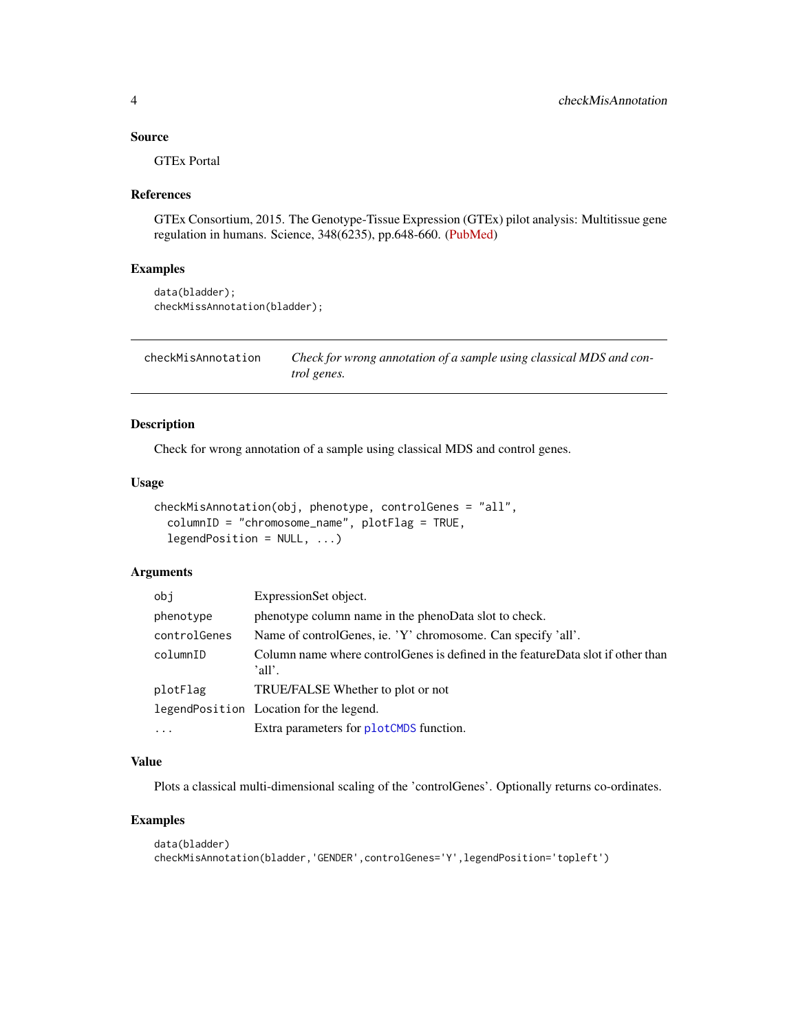### Source

GTEx Portal

### References

GTEx Consortium, 2015. The Genotype-Tissue Expression (GTEx) pilot analysis: Multitissue gene regulation in humans. Science, 348(6235), pp.648-660. (PubMed)

### Examples

```
data(bladder);
checkMissAnnotation(bladder);
```

---

## checkMisAnnotation — *Check for wrong annotation of a sample using classical MDS and control genes.*

---

### Description

Check for wrong annotation of a sample using classical MDS and control genes.

### Usage

```
checkMisAnnotation(obj, phenotype, controlGenes = "all",
  columnID = "chromosome_name", plotFlag = TRUE,
  legendPosition = NULL, ...)
```

### Arguments

| | |
|---|---|
| `obj` | ExpressionSet object. |
| `phenotype` | phenotype column name in the phenoData slot to check. |
| `controlGenes` | Name of controlGenes, ie. 'Y' chromosome. Can specify 'all'. |
| `columnID` | Column name where controlGenes is defined in the featureData slot if other than 'all'. |
| `plotFlag` | TRUE/FALSE Whether to plot or not |
| `legendPosition` | Location for the legend. |
| `...` | Extra parameters for `plotCMDS` function. |

### Value

Plots a classical multi-dimensional scaling of the 'controlGenes'. Optionally returns co-ordinates.

### Examples

```
data(bladder)
checkMisAnnotation(bladder,'GENDER',controlGenes='Y',legendPosition='topleft')
```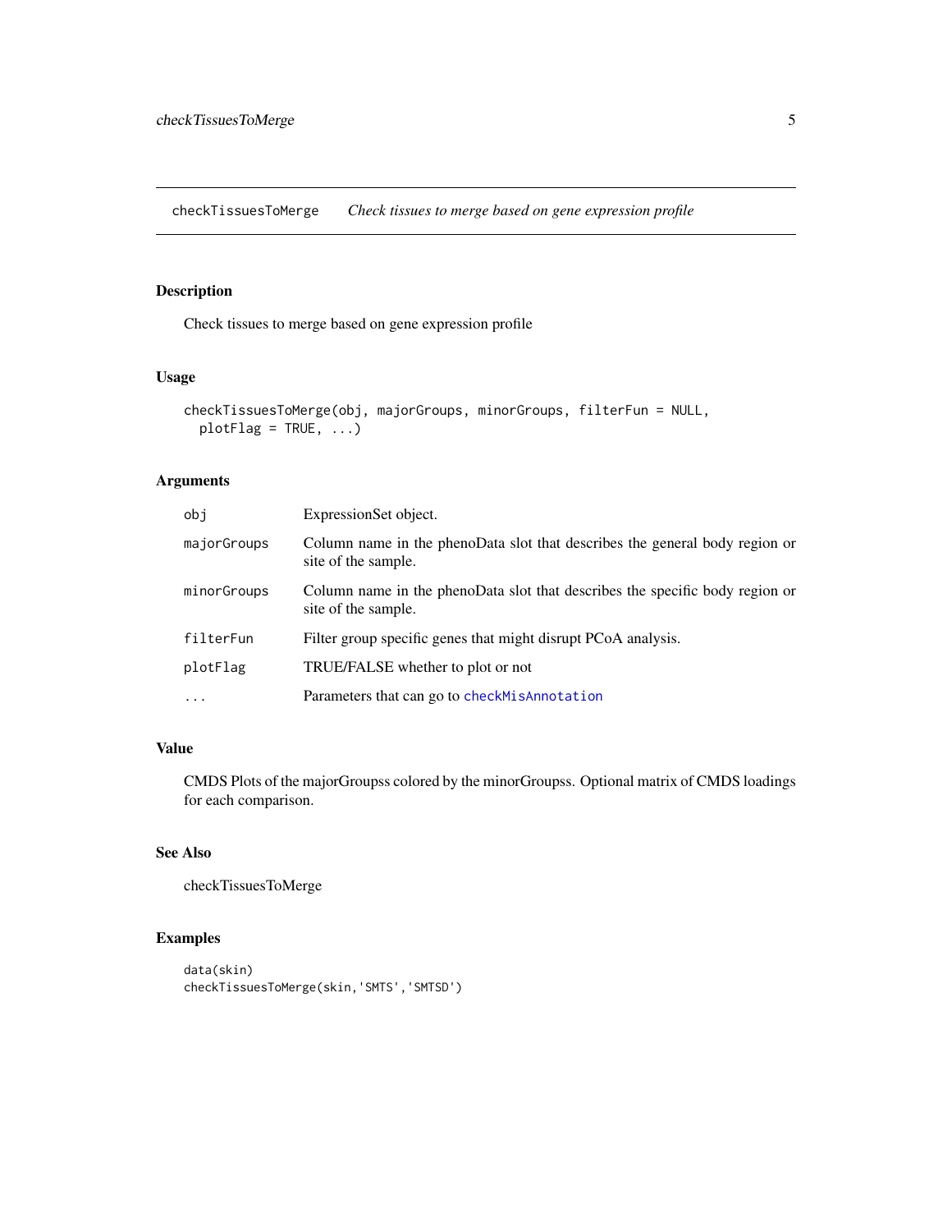checkTissuesToMerge    *Check tissues to merge based on gene expression profile*

## Description

Check tissues to merge based on gene expression profile

## Usage

```
checkTissuesToMerge(obj, majorGroups, minorGroups, filterFun = NULL,
  plotFlag = TRUE, ...)
```

## Arguments

| | |
|---|---|
| `obj` | ExpressionSet object. |
| `majorGroups` | Column name in the phenoData slot that describes the general body region or site of the sample. |
| `minorGroups` | Column name in the phenoData slot that describes the specific body region or site of the sample. |
| `filterFun` | Filter group specific genes that might disrupt PCoA analysis. |
| `plotFlag` | TRUE/FALSE whether to plot or not |
| `...` | Parameters that can go to `checkMisAnnotation` |

## Value

CMDS Plots of the majorGroupss colored by the minorGroupss. Optional matrix of CMDS loadings for each comparison.

## See Also

checkTissuesToMerge

## Examples

```
data(skin)
checkTissuesToMerge(skin,'SMTS','SMTSD')
```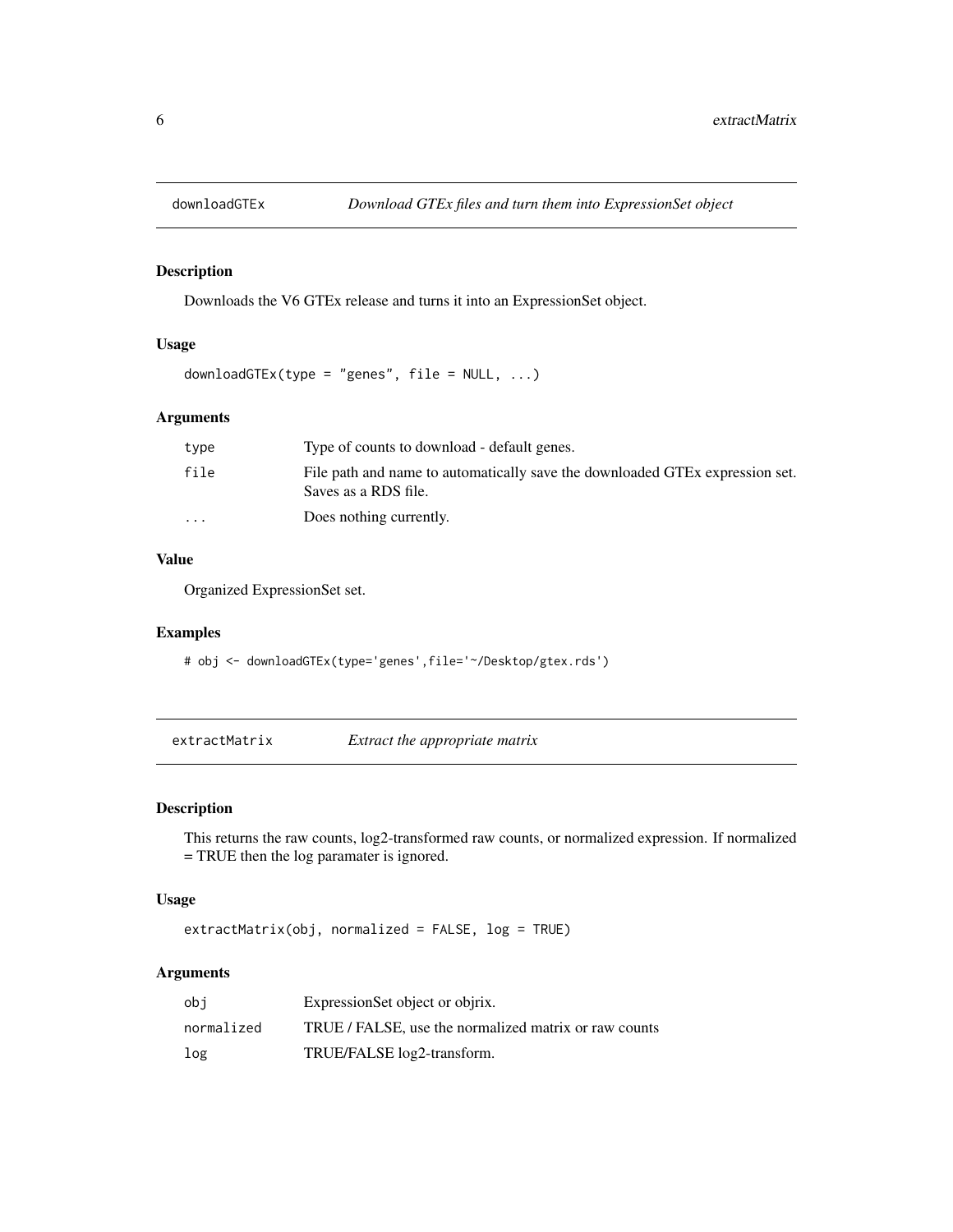## downloadGTEx *Download GTEx files and turn them into ExpressionSet object*

### Description

Downloads the V6 GTEx release and turns it into an ExpressionSet object.

### Usage

```
downloadGTEx(type = "genes", file = NULL, ...)
```

### Arguments

| | |
|---|---|
| type | Type of counts to download - default genes. |
| file | File path and name to automatically save the downloaded GTEx expression set. Saves as a RDS file. |
| ... | Does nothing currently. |

### Value

Organized ExpressionSet set.

### Examples

```
# obj <- downloadGTEx(type='genes',file='~/Desktop/gtex.rds')
```

## extractMatrix *Extract the appropriate matrix*

### Description

This returns the raw counts, log2-transformed raw counts, or normalized expression. If normalized = TRUE then the log paramater is ignored.

### Usage

```
extractMatrix(obj, normalized = FALSE, log = TRUE)
```

### Arguments

| | |
|---|---|
| obj | ExpressionSet object or objrix. |
| normalized | TRUE / FALSE, use the normalized matrix or raw counts |
| log | TRUE/FALSE log2-transform. |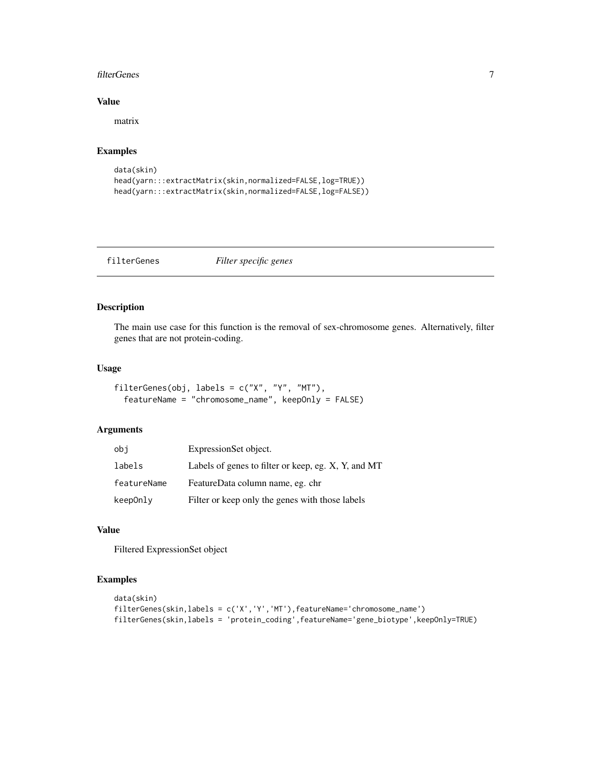## Value

matrix

## Examples

```
data(skin)
head(yarn:::extractMatrix(skin,normalized=FALSE,log=TRUE))
head(yarn:::extractMatrix(skin,normalized=FALSE,log=FALSE))
```

---

# filterGenes *Filter specific genes*

---

## Description

The main use case for this function is the removal of sex-chromosome genes. Alternatively, filter genes that are not protein-coding.

## Usage

```
filterGenes(obj, labels = c("X", "Y", "MT"),
  featureName = "chromosome_name", keepOnly = FALSE)
```

## Arguments

| | |
|---|---|
| obj | ExpressionSet object. |
| labels | Labels of genes to filter or keep, eg. X, Y, and MT |
| featureName | FeatureData column name, eg. chr |
| keepOnly | Filter or keep only the genes with those labels |

## Value

Filtered ExpressionSet object

## Examples

```
data(skin)
filterGenes(skin,labels = c('X','Y','MT'),featureName='chromosome_name')
filterGenes(skin,labels = 'protein_coding',featureName='gene_biotype',keepOnly=TRUE)
```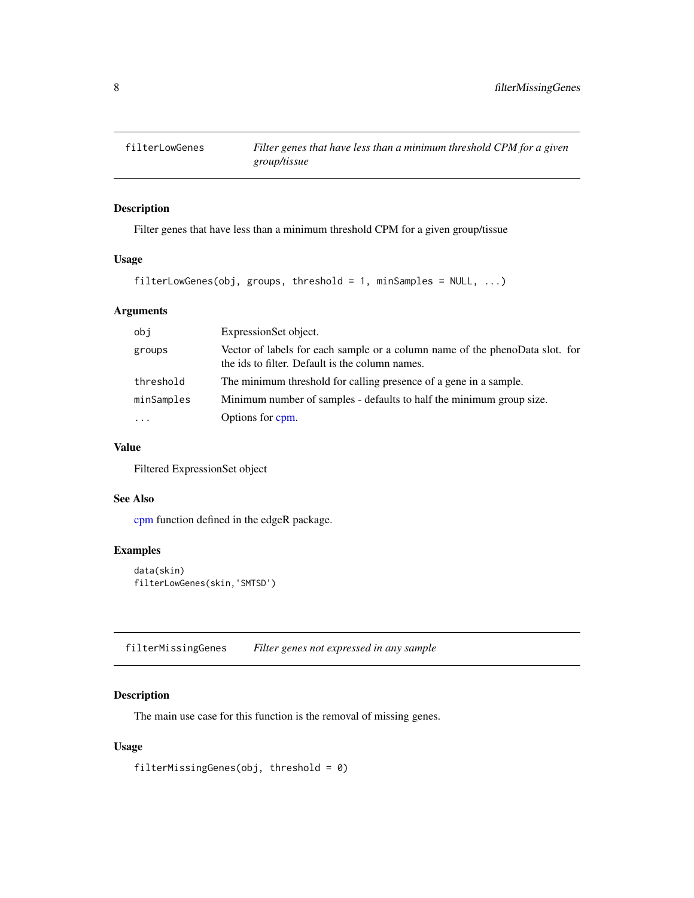## filterLowGenes — *Filter genes that have less than a minimum threshold CPM for a given group/tissue*

### Description

Filter genes that have less than a minimum threshold CPM for a given group/tissue

### Usage

```
filterLowGenes(obj, groups, threshold = 1, minSamples = NULL, ...)
```

### Arguments

| | |
|---|---|
| obj | ExpressionSet object. |
| groups | Vector of labels for each sample or a column name of the phenoData slot. for the ids to filter. Default is the column names. |
| threshold | The minimum threshold for calling presence of a gene in a sample. |
| minSamples | Minimum number of samples - defaults to half the minimum group size. |
| ... | Options for cpm. |

### Value

Filtered ExpressionSet object

### See Also

cpm function defined in the edgeR package.

### Examples

```
data(skin)
filterLowGenes(skin,'SMTSD')
```

## filterMissingGenes — *Filter genes not expressed in any sample*

### Description

The main use case for this function is the removal of missing genes.

### Usage

```
filterMissingGenes(obj, threshold = 0)
```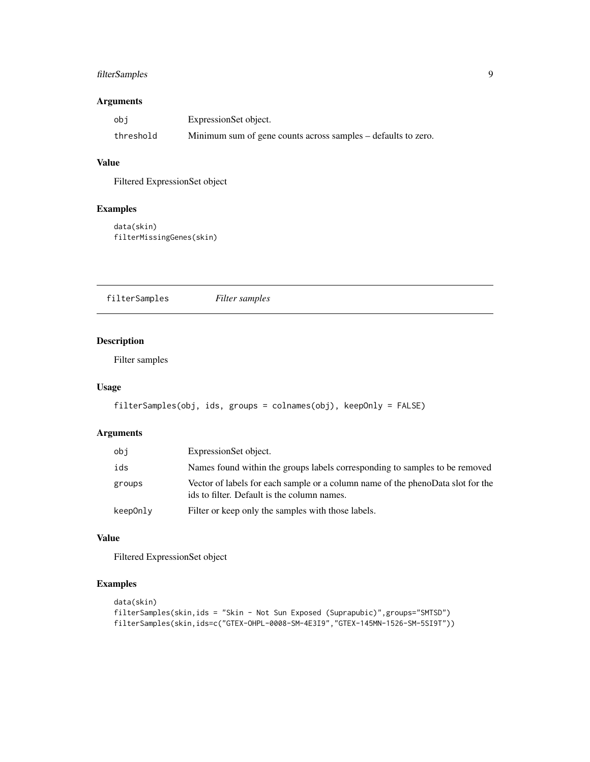### Arguments

| | |
|---|---|
| `obj` | ExpressionSet object. |
| `threshold` | Minimum sum of gene counts across samples – defaults to zero. |

### Value

Filtered ExpressionSet object

### Examples

```
data(skin)
filterMissingGenes(skin)
```

---

## filterSamples *Filter samples*

---

### Description

Filter samples

### Usage

```
filterSamples(obj, ids, groups = colnames(obj), keepOnly = FALSE)
```

### Arguments

| | |
|---|---|
| `obj` | ExpressionSet object. |
| `ids` | Names found within the groups labels corresponding to samples to be removed |
| `groups` | Vector of labels for each sample or a column name of the phenoData slot for the ids to filter. Default is the column names. |
| `keepOnly` | Filter or keep only the samples with those labels. |

### Value

Filtered ExpressionSet object

### Examples

```
data(skin)
filterSamples(skin,ids = "Skin - Not Sun Exposed (Suprapubic)",groups="SMTSD")
filterSamples(skin,ids=c("GTEX-OHPL-0008-SM-4E3I9","GTEX-145MN-1526-SM-5SI9T"))
```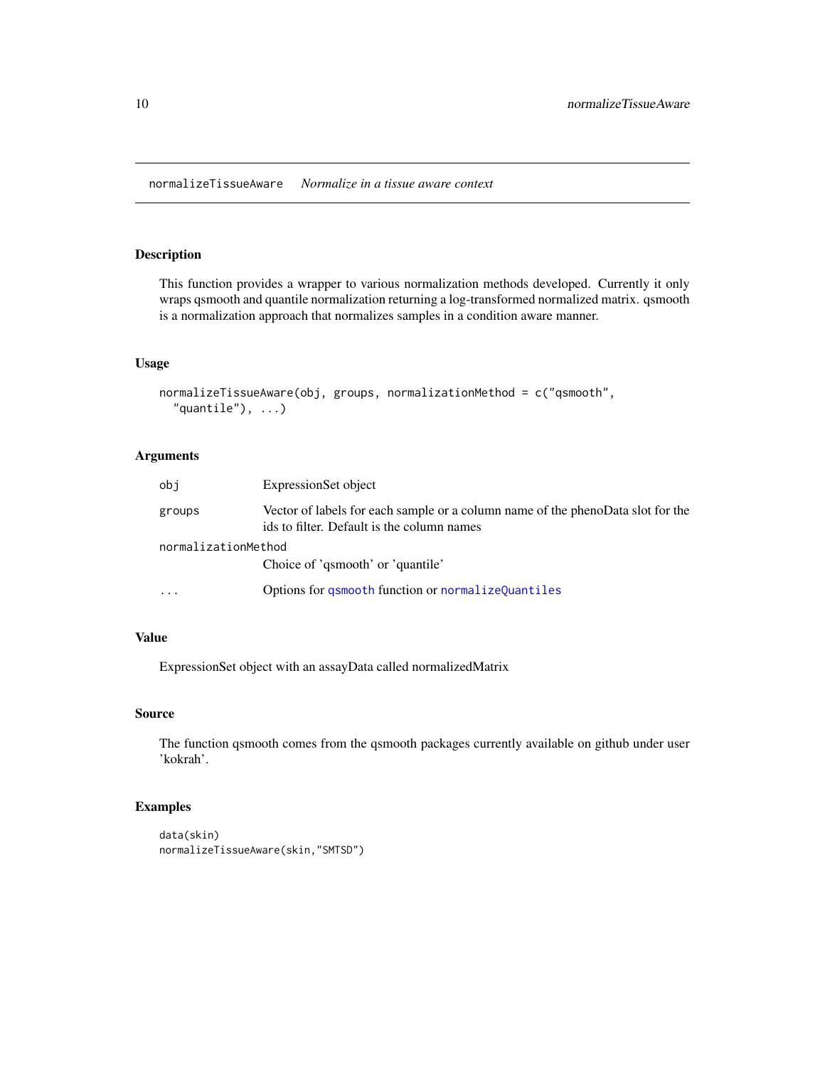## normalizeTissueAware *Normalize in a tissue aware context*

### Description

This function provides a wrapper to various normalization methods developed. Currently it only wraps qsmooth and quantile normalization returning a log-transformed normalized matrix. qsmooth is a normalization approach that normalizes samples in a condition aware manner.

### Usage

```
normalizeTissueAware(obj, groups, normalizationMethod = c("qsmooth",
  "quantile"), ...)
```

### Arguments

| | |
|---|---|
| `obj` | ExpressionSet object |
| `groups` | Vector of labels for each sample or a column name of the phenoData slot for the ids to filter. Default is the column names |
| `normalizationMethod` | Choice of 'qsmooth' or 'quantile' |
| `...` | Options for `qsmooth` function or `normalizeQuantiles` |

### Value

ExpressionSet object with an assayData called normalizedMatrix

### Source

The function qsmooth comes from the qsmooth packages currently available on github under user 'kokrah'.

### Examples

```
data(skin)
normalizeTissueAware(skin,"SMTSD")
```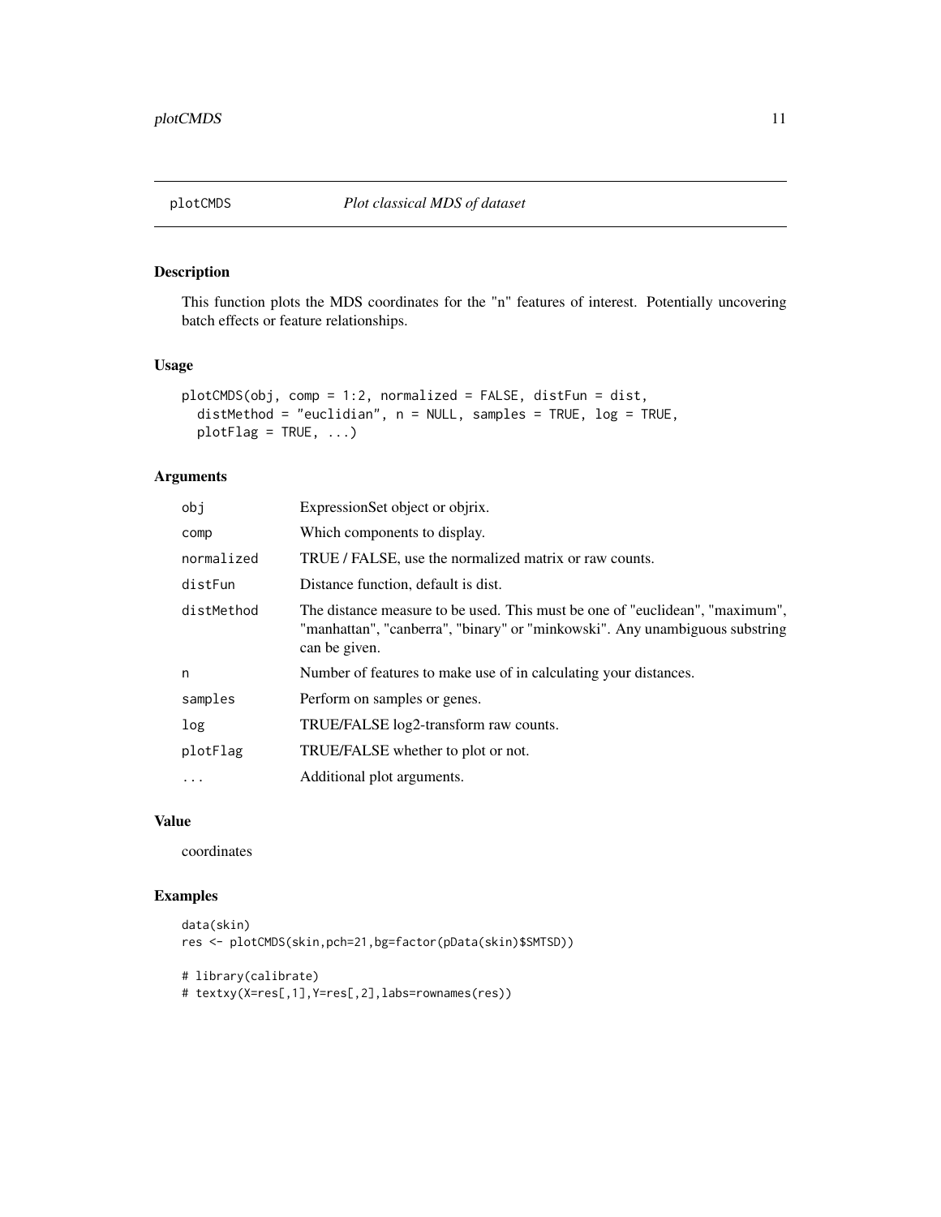# plotCMDS *Plot classical MDS of dataset*

## Description

This function plots the MDS coordinates for the "n" features of interest. Potentially uncovering batch effects or feature relationships.

## Usage

```
plotCMDS(obj, comp = 1:2, normalized = FALSE, distFun = dist,
  distMethod = "euclidian", n = NULL, samples = TRUE, log = TRUE,
  plotFlag = TRUE, ...)
```

## Arguments

| | |
|---|---|
| obj | ExpressionSet object or objrix. |
| comp | Which components to display. |
| normalized | TRUE / FALSE, use the normalized matrix or raw counts. |
| distFun | Distance function, default is dist. |
| distMethod | The distance measure to be used. This must be one of "euclidean", "maximum", "manhattan", "canberra", "binary" or "minkowski". Any unambiguous substring can be given. |
| n | Number of features to make use of in calculating your distances. |
| samples | Perform on samples or genes. |
| log | TRUE/FALSE log2-transform raw counts. |
| plotFlag | TRUE/FALSE whether to plot or not. |
| ... | Additional plot arguments. |

## Value

coordinates

## Examples

```
data(skin)
res <- plotCMDS(skin,pch=21,bg=factor(pData(skin)$SMTSD))

# library(calibrate)
# textxy(X=res[,1],Y=res[,2],labs=rownames(res))
```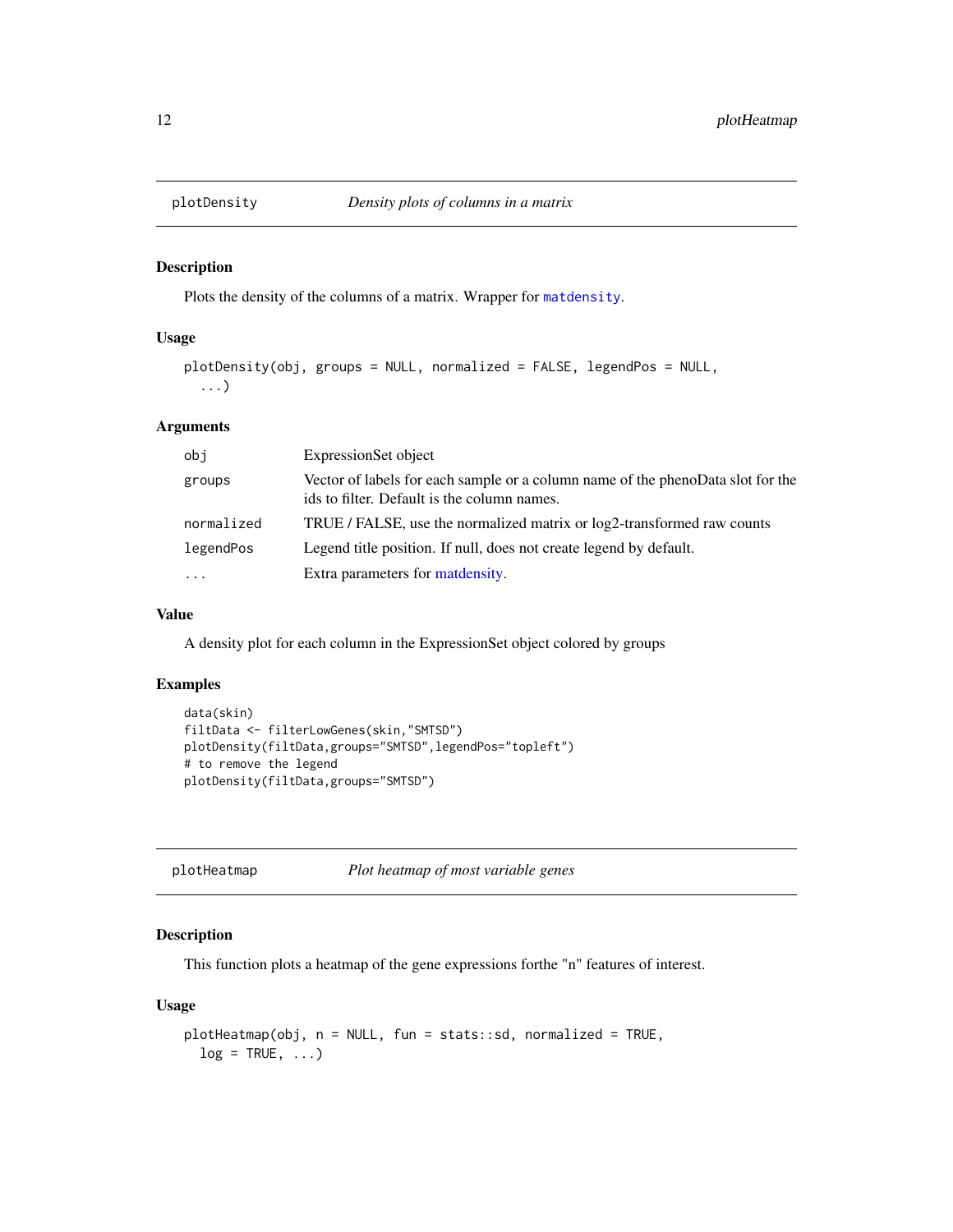## plotDensity — *Density plots of columns in a matrix*

### Description

Plots the density of the columns of a matrix. Wrapper for `matdensity`.

### Usage

```
plotDensity(obj, groups = NULL, normalized = FALSE, legendPos = NULL,
  ...)
```

### Arguments

| | |
|---|---|
| `obj` | ExpressionSet object |
| `groups` | Vector of labels for each sample or a column name of the phenoData slot for the ids to filter. Default is the column names. |
| `normalized` | TRUE / FALSE, use the normalized matrix or log2-transformed raw counts |
| `legendPos` | Legend title position. If null, does not create legend by default. |
| `...` | Extra parameters for matdensity. |

### Value

A density plot for each column in the ExpressionSet object colored by groups

### Examples

```
data(skin)
filtData <- filterLowGenes(skin,"SMTSD")
plotDensity(filtData,groups="SMTSD",legendPos="topleft")
# to remove the legend
plotDensity(filtData,groups="SMTSD")
```

## plotHeatmap — *Plot heatmap of most variable genes*

### Description

This function plots a heatmap of the gene expressions forthe "n" features of interest.

### Usage

```
plotHeatmap(obj, n = NULL, fun = stats::sd, normalized = TRUE,
  log = TRUE, ...)
```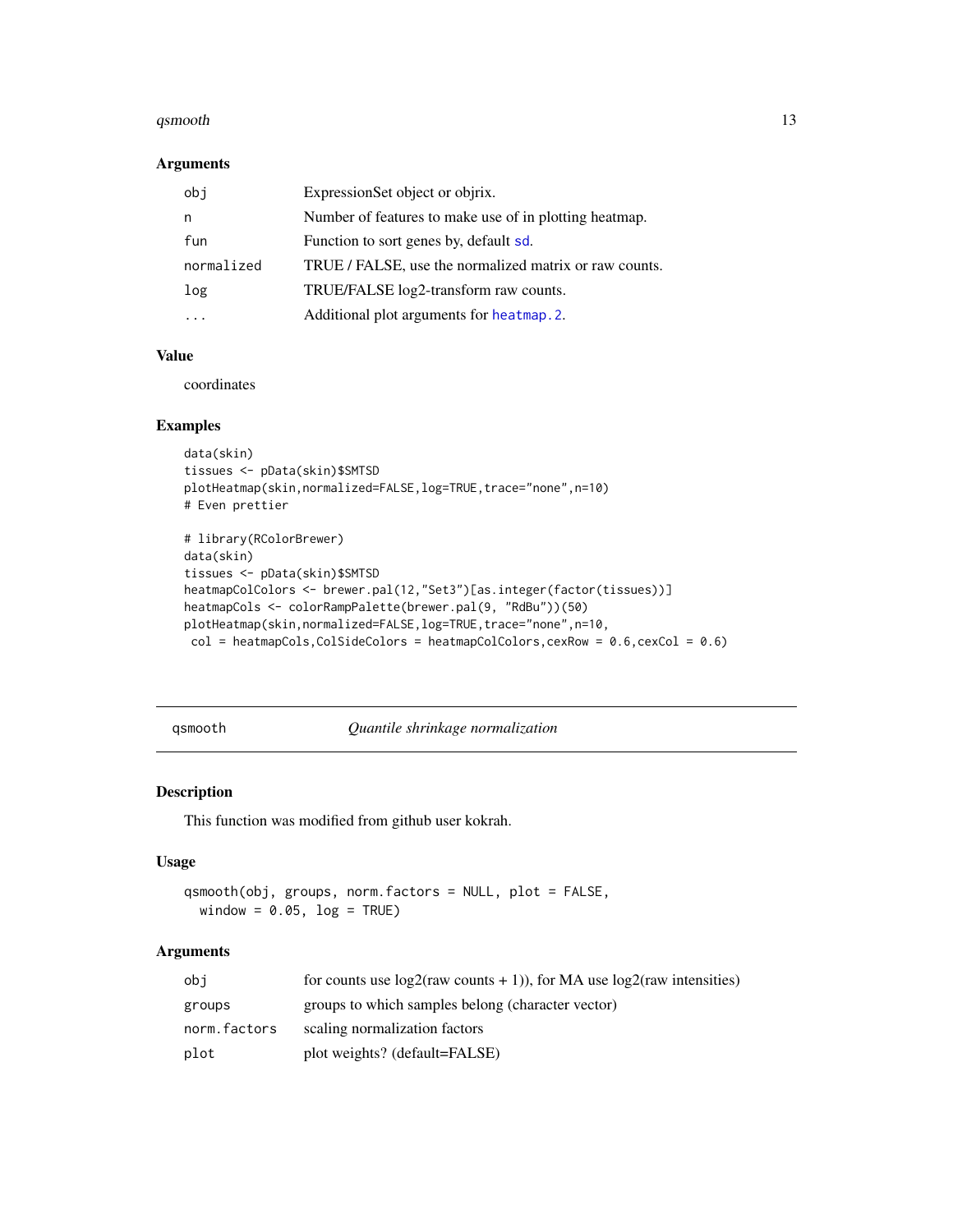### Arguments

| | |
|---|---|
| obj | ExpressionSet object or objrix. |
| n | Number of features to make use of in plotting heatmap. |
| fun | Function to sort genes by, default sd. |
| normalized | TRUE / FALSE, use the normalized matrix or raw counts. |
| log | TRUE/FALSE log2-transform raw counts. |
| ... | Additional plot arguments for heatmap.2. |

### Value

coordinates

### Examples

```
data(skin)
tissues <- pData(skin)$SMTSD
plotHeatmap(skin,normalized=FALSE,log=TRUE,trace="none",n=10)
# Even prettier

# library(RColorBrewer)
data(skin)
tissues <- pData(skin)$SMTSD
heatmapColColors <- brewer.pal(12,"Set3")[as.integer(factor(tissues))]
heatmapCols <- colorRampPalette(brewer.pal(9, "RdBu"))(50)
plotHeatmap(skin,normalized=FALSE,log=TRUE,trace="none",n=10,
 col = heatmapCols,ColSideColors = heatmapColColors,cexRow = 0.6,cexCol = 0.6)
```

---

## qsmooth — *Quantile shrinkage normalization*

### Description

This function was modified from github user kokrah.

### Usage

```
qsmooth(obj, groups, norm.factors = NULL, plot = FALSE,
  window = 0.05, log = TRUE)
```

### Arguments

| | |
|---|---|
| obj | for counts use log2(raw counts + 1)), for MA use log2(raw intensities) |
| groups | groups to which samples belong (character vector) |
| norm.factors | scaling normalization factors |
| plot | plot weights? (default=FALSE) |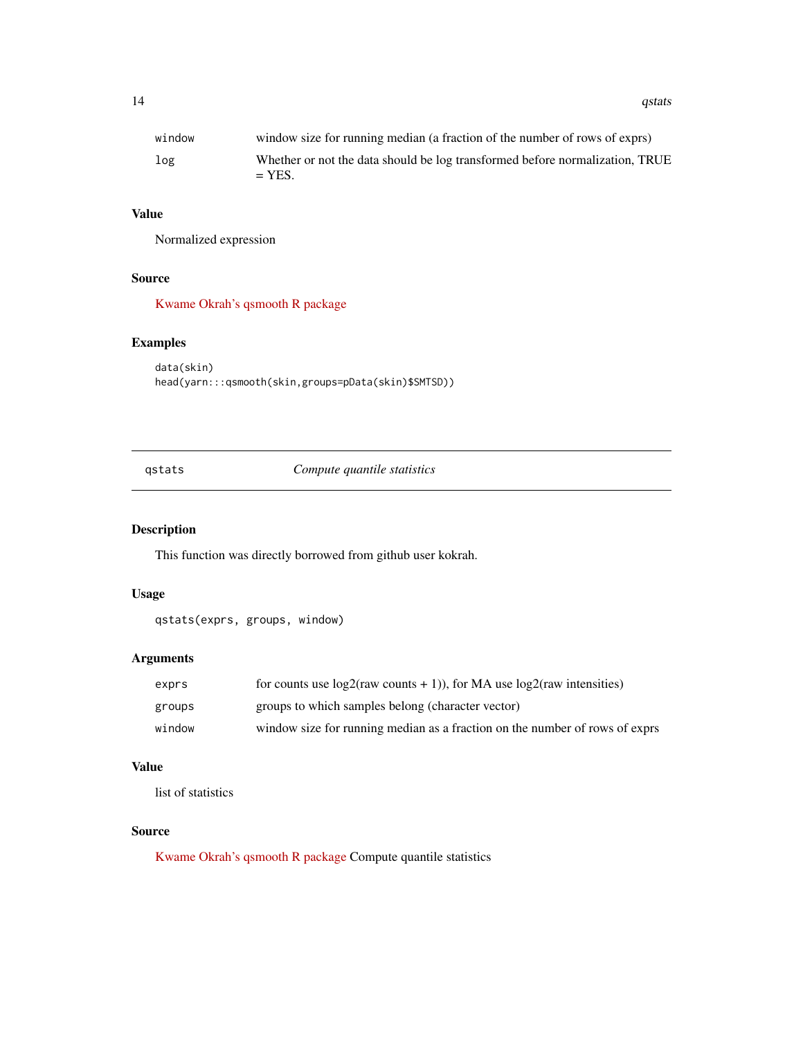| | |
|---|---|
| window | window size for running median (a fraction of the number of rows of exprs) |
| log | Whether or not the data should be log transformed before normalization, TRUE = YES. |

### Value

Normalized expression

### Source

Kwame Okrah's qsmooth R package

### Examples

```
data(skin)
head(yarn:::qsmooth(skin,groups=pData(skin)$SMTSD))
```

---

## qstats *Compute quantile statistics*

---

### Description

This function was directly borrowed from github user kokrah.

### Usage

```
qstats(exprs, groups, window)
```

### Arguments

| | |
|---|---|
| exprs | for counts use log2(raw counts + 1)), for MA use log2(raw intensities) |
| groups | groups to which samples belong (character vector) |
| window | window size for running median as a fraction on the number of rows of exprs |

### Value

list of statistics

### Source

Kwame Okrah's qsmooth R package Compute quantile statistics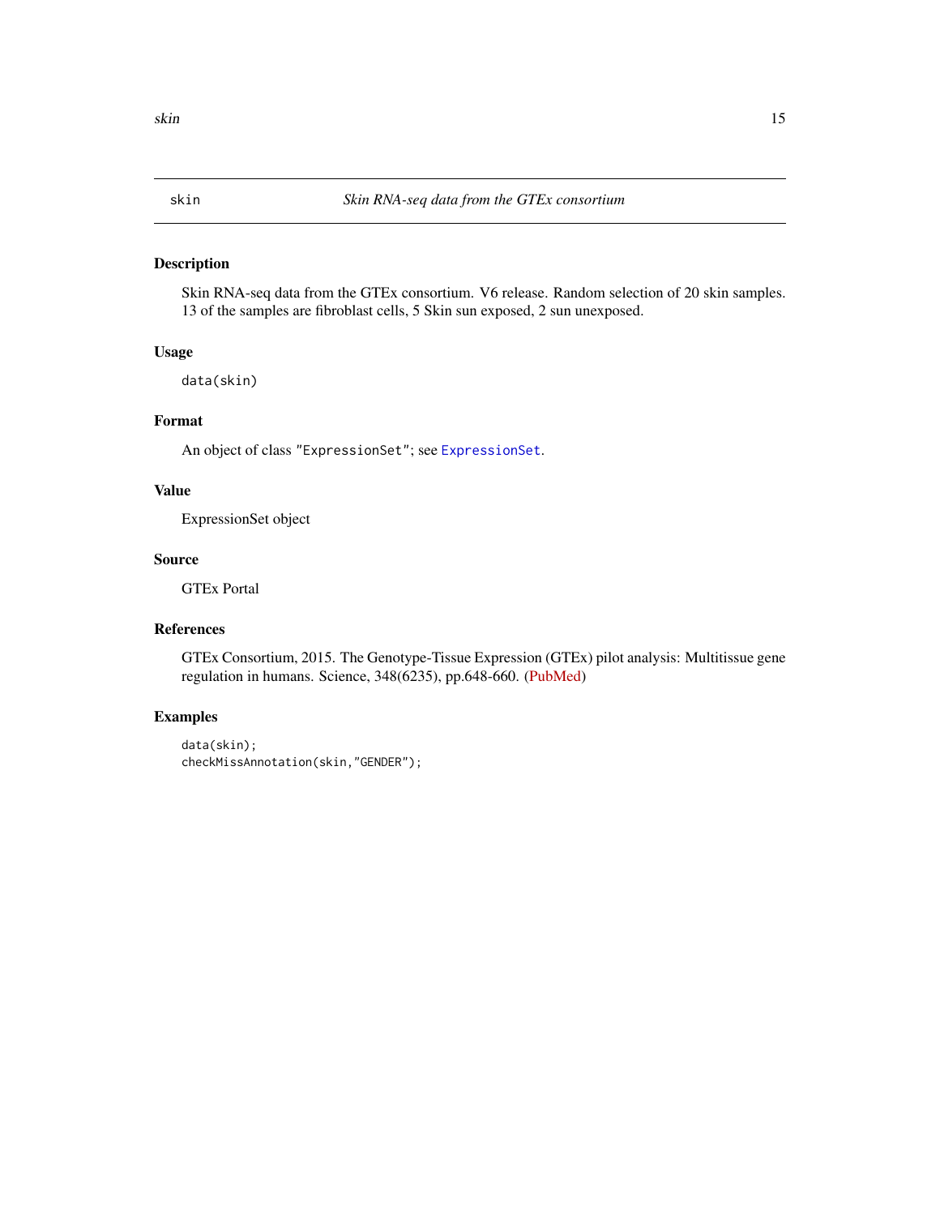## skin *Skin RNA-seq data from the GTEx consortium*

### Description

Skin RNA-seq data from the GTEx consortium. V6 release. Random selection of 20 skin samples. 13 of the samples are fibroblast cells, 5 Skin sun exposed, 2 sun unexposed.

### Usage

```
data(skin)
```

### Format

An object of class "ExpressionSet"; see ExpressionSet.

### Value

ExpressionSet object

### Source

GTEx Portal

### References

GTEx Consortium, 2015. The Genotype-Tissue Expression (GTEx) pilot analysis: Multitissue gene regulation in humans. Science, 348(6235), pp.648-660. (PubMed)

### Examples

```
data(skin);
checkMissAnnotation(skin,"GENDER");
```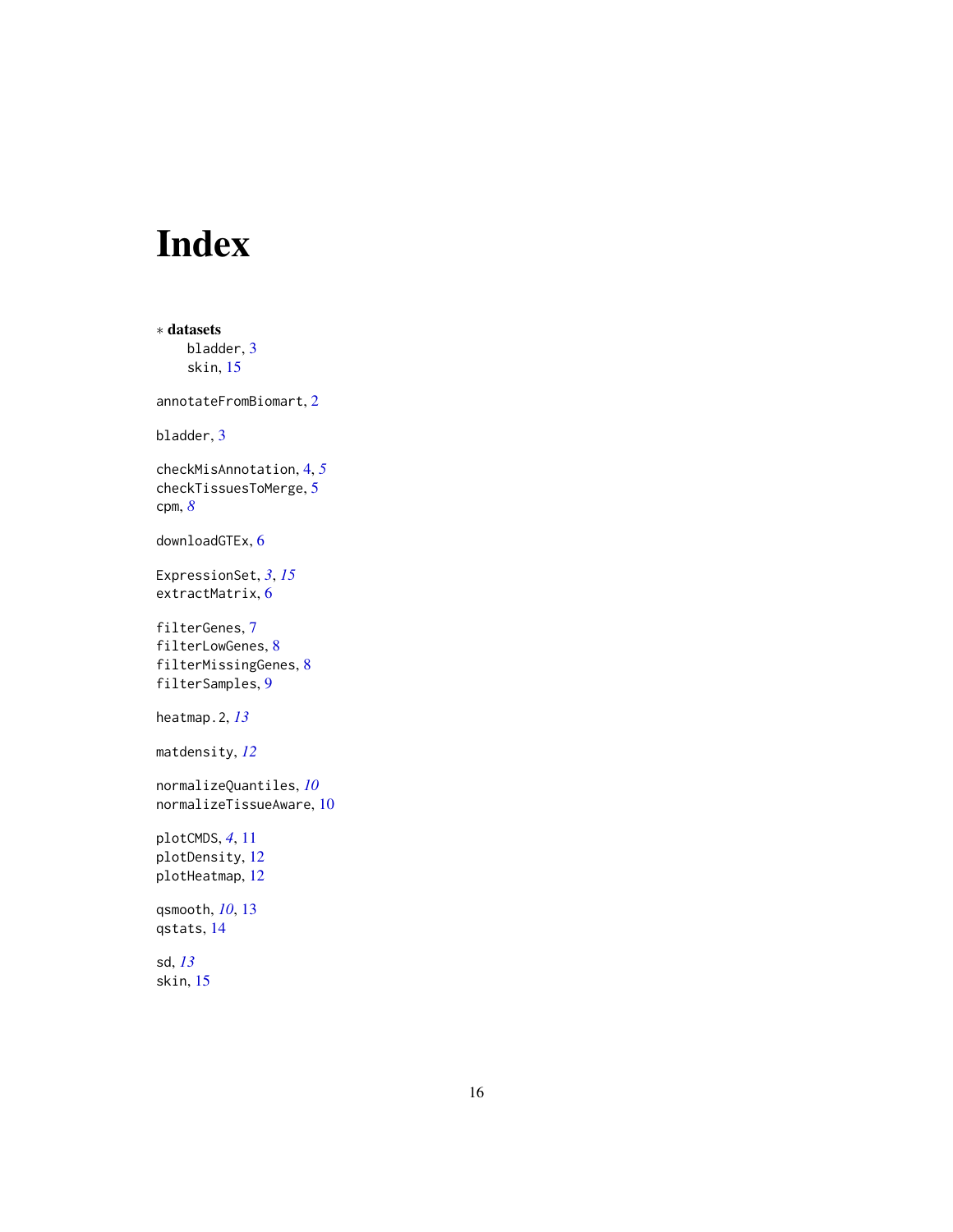# Index

∗ **datasets**
  bladder, 3
  skin, 15

annotateFromBiomart, 2

bladder, 3

checkMisAnnotation, 4, *5*
checkTissuesToMerge, 5
cpm, *8*

downloadGTEx, 6

ExpressionSet, *3*, *15*
extractMatrix, 6

filterGenes, 7
filterLowGenes, 8
filterMissingGenes, 8
filterSamples, 9

heatmap.2, *13*

matdensity, *12*

normalizeQuantiles, *10*
normalizeTissueAware, 10

plotCMDS, *4*, 11
plotDensity, 12
plotHeatmap, 12

qsmooth, *10*, 13
qstats, 14

sd, *13*
skin, 15